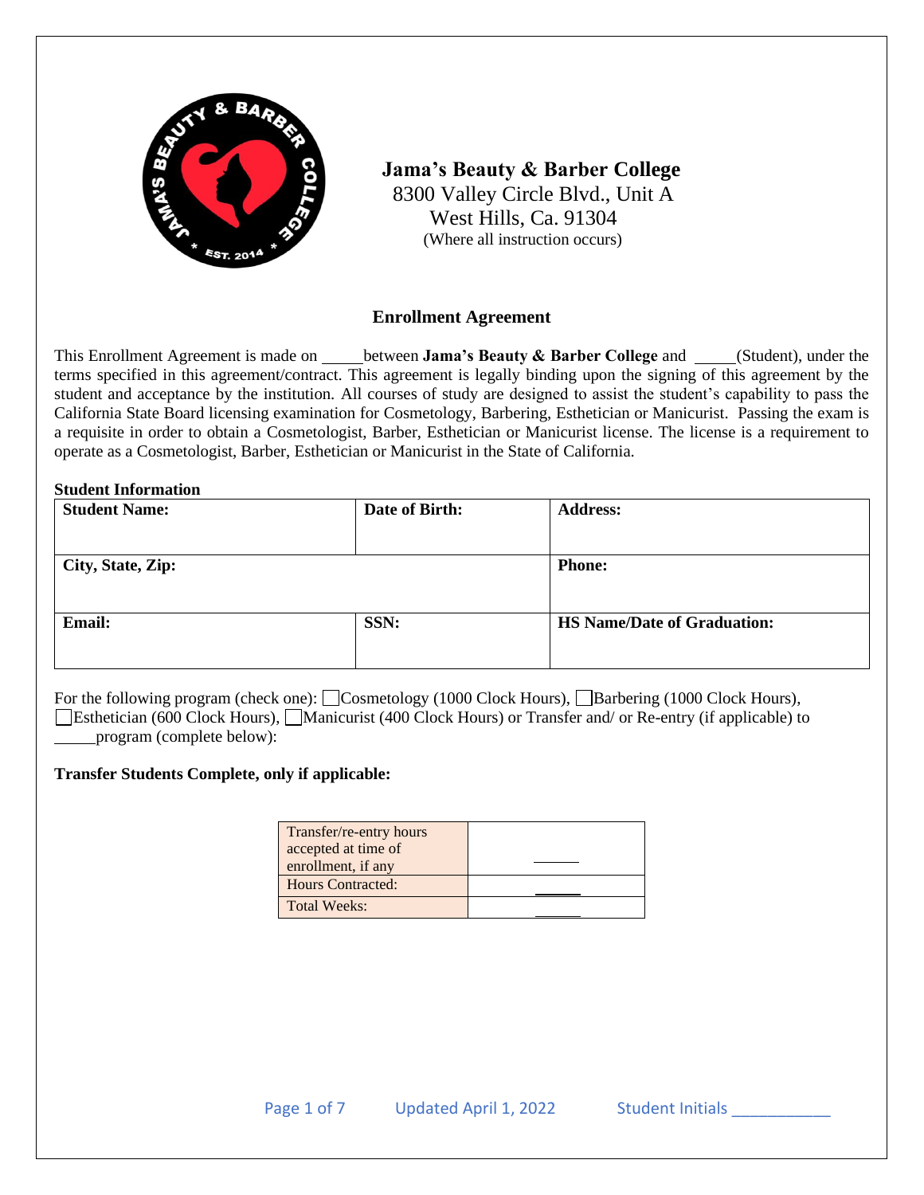**Jama's Beauty & Barber College**
8300 Valley Circle Blvd., Unit A
West Hills, Ca. 91304
(Where all instruction occurs)

## Enrollment Agreement

This Enrollment Agreement is made on _____ between **Jama's Beauty & Barber College** and _____ (Student), under the terms specified in this agreement/contract. This agreement is legally binding upon the signing of this agreement by the student and acceptance by the institution. All courses of study are designed to assist the student's capability to pass the California State Board licensing examination for Cosmetology, Barbering, Esthetician or Manicurist. Passing the exam is a requisite in order to obtain a Cosmetologist, Barber, Esthetician or Manicurist license. The license is a requirement to operate as a Cosmetologist, Barber, Esthetician or Manicurist in the State of California.

**Student Information**

| **Student Name:** | **Date of Birth:** | **Address:** |
|---|---|---|
| **City, State, Zip:** | | **Phone:** |
| **Email:** | **SSN:** | **HS Name/Date of Graduation:** |

For the following program (check one): ☐ Cosmetology (1000 Clock Hours), ☐ Barbering (1000 Clock Hours), ☐ Esthetician (600 Clock Hours), ☐ Manicurist (400 Clock Hours) or Transfer and/ or Re-entry (if applicable) to _____ program (complete below):

**Transfer Students Complete, only if applicable:**

| Transfer/re-entry hours accepted at time of enrollment, if any | _____ |
|---|---|
| Hours Contracted: | _____ |
| Total Weeks: | _____ |

Student Initials ___________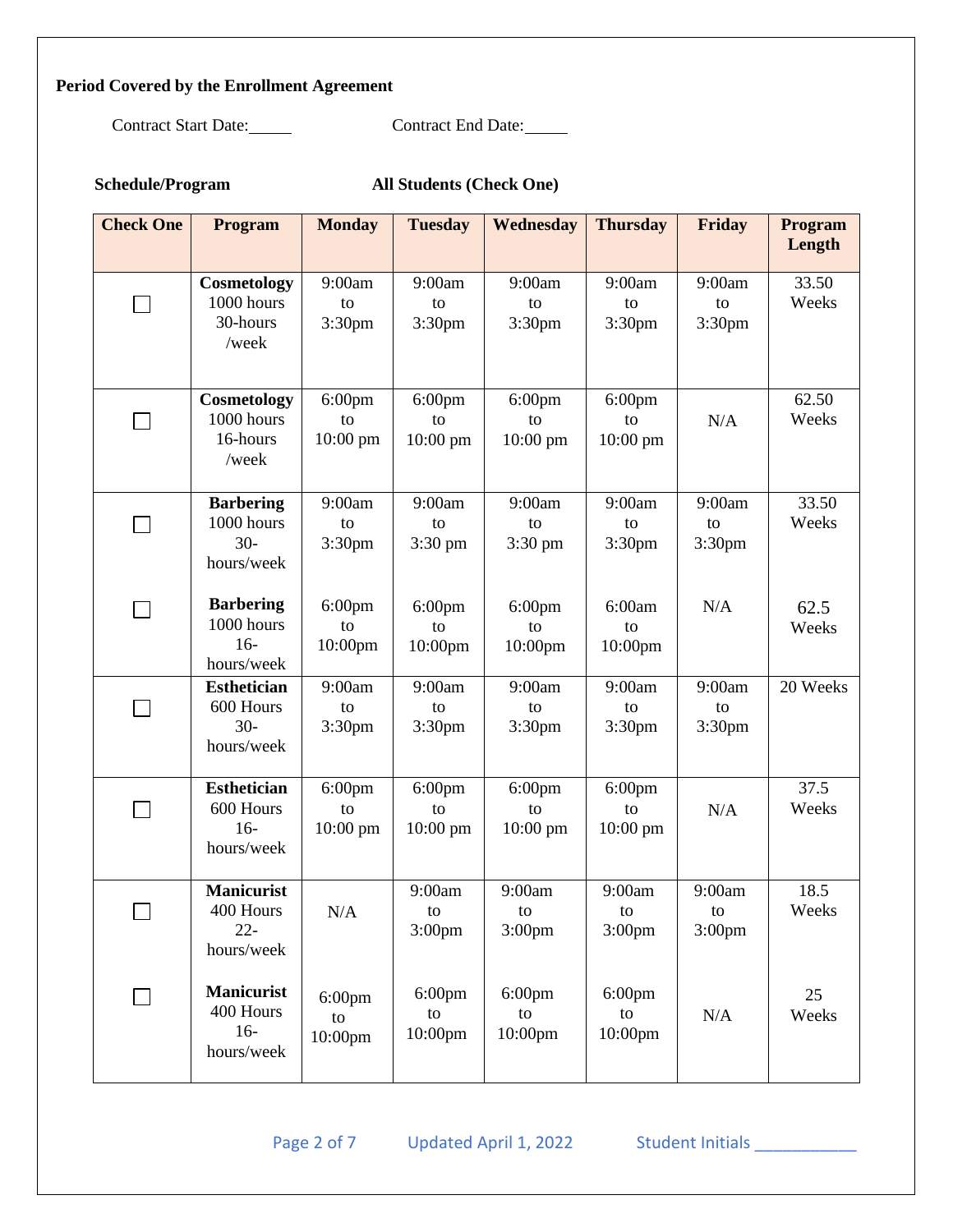**Period Covered by the Enrollment Agreement**

Contract Start Date:\_\_\_\_\_ Contract End Date:\_\_\_\_\_

**Schedule/Program** **All Students (Check One)**

| Check One | Program | Monday | Tuesday | Wednesday | Thursday | Friday | Program Length |
|---|---|---|---|---|---|---|---|
| ☐ | **Cosmetology** 1000 hours 30-hours /week | 9:00am to 3:30pm | 9:00am to 3:30pm | 9:00am to 3:30pm | 9:00am to 3:30pm | 9:00am to 3:30pm | 33.50 Weeks |
| ☐ | **Cosmetology** 1000 hours 16-hours /week | 6:00pm to 10:00 pm | 6:00pm to 10:00 pm | 6:00pm to 10:00 pm | 6:00pm to 10:00 pm | N/A | 62.50 Weeks |
| ☐ | **Barbering** 1000 hours 30-hours/week | 9:00am to 3:30pm | 9:00am to 3:30 pm | 9:00am to 3:30 pm | 9:00am to 3:30pm | 9:00am to 3:30pm | 33.50 Weeks |
| ☐ | **Barbering** 1000 hours 16-hours/week | 6:00pm to 10:00pm | 6:00pm to 10:00pm | 6:00pm to 10:00pm | 6:00am to 10:00pm | N/A | 62.5 Weeks |
| ☐ | **Esthetician** 600 Hours 30-hours/week | 9:00am to 3:30pm | 9:00am to 3:30pm | 9:00am to 3:30pm | 9:00am to 3:30pm | 9:00am to 3:30pm | 20 Weeks |
| ☐ | **Esthetician** 600 Hours 16-hours/week | 6:00pm to 10:00 pm | 6:00pm to 10:00 pm | 6:00pm to 10:00 pm | 6:00pm to 10:00 pm | N/A | 37.5 Weeks |
| ☐ | **Manicurist** 400 Hours 22-hours/week | N/A | 9:00am to 3:00pm | 9:00am to 3:00pm | 9:00am to 3:00pm | 9:00am to 3:00pm | 18.5 Weeks |
| ☐ | **Manicurist** 400 Hours 16-hours/week | 6:00pm to 10:00pm | 6:00pm to 10:00pm | 6:00pm to 10:00pm | 6:00pm to 10:00pm | N/A | 25 Weeks |

Student Initials \_\_\_\_\_\_\_\_\_\_\_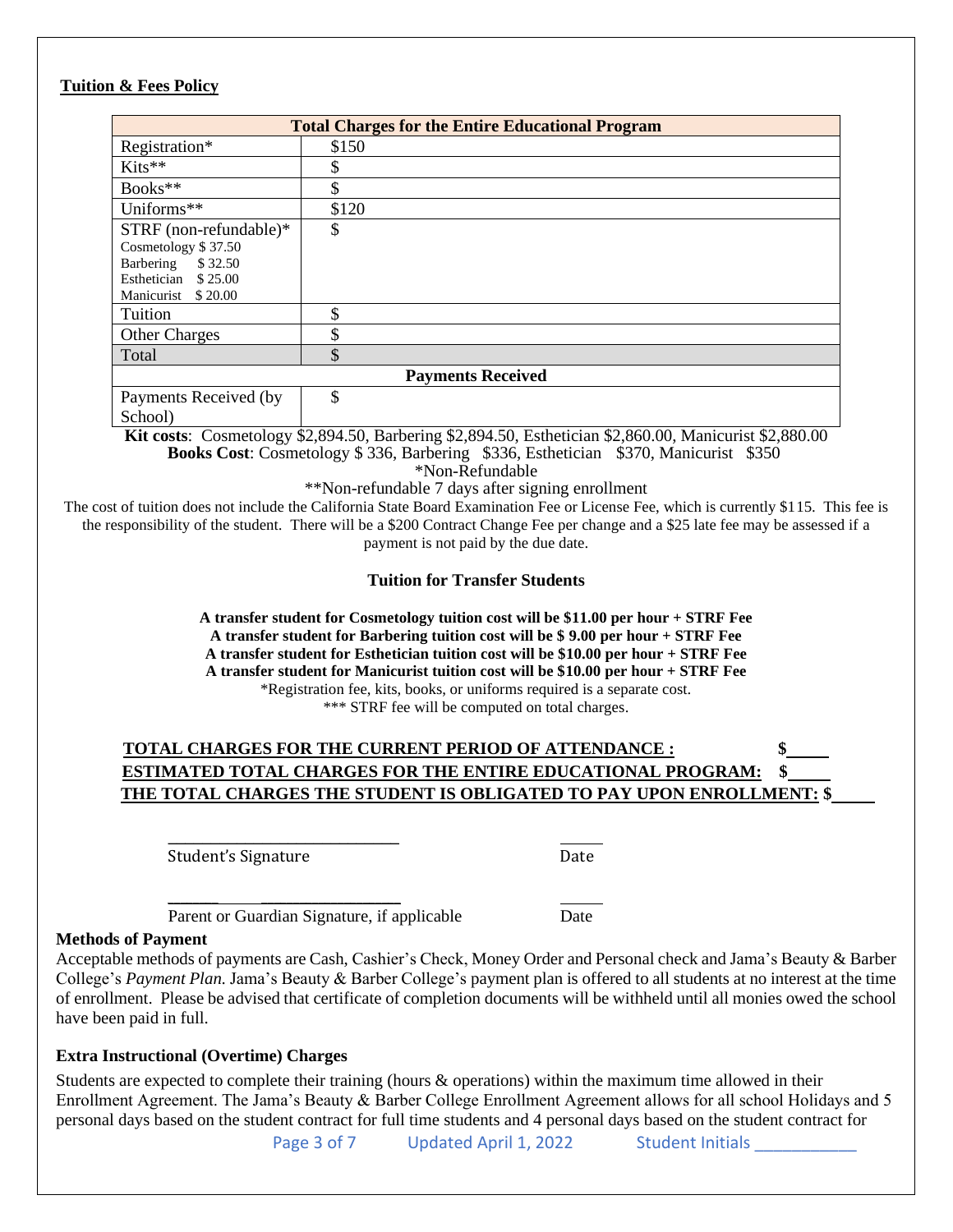**Tuition & Fees Policy**

| Total Charges for the Entire Educational Program | |
|---|---|
| Registration* | $150 |
| Kits** | $ |
| Books** | $ |
| Uniforms** | $120 |
| STRF (non-refundable)* Cosmetology $ 37.50 Barbering $ 32.50 Esthetician $ 25.00 Manicurist $ 20.00 | $ |
| Tuition | $ |
| Other Charges | $ |
| Total | $ |
| **Payments Received** | |
| Payments Received (by School) | $ |

**Kit costs**: Cosmetology $2,894.50, Barbering $2,894.50, Esthetician $2,860.00, Manicurist $2,880.00
**Books Cost**: Cosmetology $ 336, Barbering $336, Esthetician $370, Manicurist $350
*Non-Refundable
**Non-refundable 7 days after signing enrollment

The cost of tuition does not include the California State Board Examination Fee or License Fee, which is currently $115. This fee is the responsibility of the student. There will be a $200 Contract Change Fee per change and a $25 late fee may be assessed if a payment is not paid by the due date.

**Tuition for Transfer Students**

**A transfer student for Cosmetology tuition cost will be $11.00 per hour + STRF Fee**
**A transfer student for Barbering tuition cost will be $ 9.00 per hour + STRF Fee**
**A transfer student for Esthetician tuition cost will be $10.00 per hour + STRF Fee**
**A transfer student for Manicurist tuition cost will be $10.00 per hour + STRF Fee**
*Registration fee, kits, books, or uniforms required is a separate cost.
*** STRF fee will be computed on total charges.

**TOTAL CHARGES FOR THE CURRENT PERIOD OF ATTENDANCE : $\_\_\_\_\_**
**ESTIMATED TOTAL CHARGES FOR THE ENTIRE EDUCATIONAL PROGRAM: $\_\_\_\_\_**
**THE TOTAL CHARGES THE STUDENT IS OBLIGATED TO PAY UPON ENROLLMENT: $\_\_\_\_\_**

\_\_\_\_\_\_\_\_\_\_\_\_\_\_\_\_\_\_\_\_\_\_\_\_\_\_\_\_ \_\_\_\_\_
Student's Signature Date

\_\_\_\_\_\_\_\_\_\_\_\_\_\_\_\_\_\_\_\_\_\_\_\_\_\_\_\_ \_\_\_\_\_
Parent or Guardian Signature, if applicable Date

**Methods of Payment**

Acceptable methods of payments are Cash, Cashier's Check, Money Order and Personal check and Jama's Beauty & Barber College's *Payment Plan.* Jama's Beauty & Barber College's payment plan is offered to all students at no interest at the time of enrollment. Please be advised that certificate of completion documents will be withheld until all monies owed the school have been paid in full.

**Extra Instructional (Overtime) Charges**

Students are expected to complete their training (hours & operations) within the maximum time allowed in their Enrollment Agreement. The Jama's Beauty & Barber College Enrollment Agreement allows for all school Holidays and 5 personal days based on the student contract for full time students and 4 personal days based on the student contract for

Student Initials \_\_\_\_\_\_\_\_\_\_\_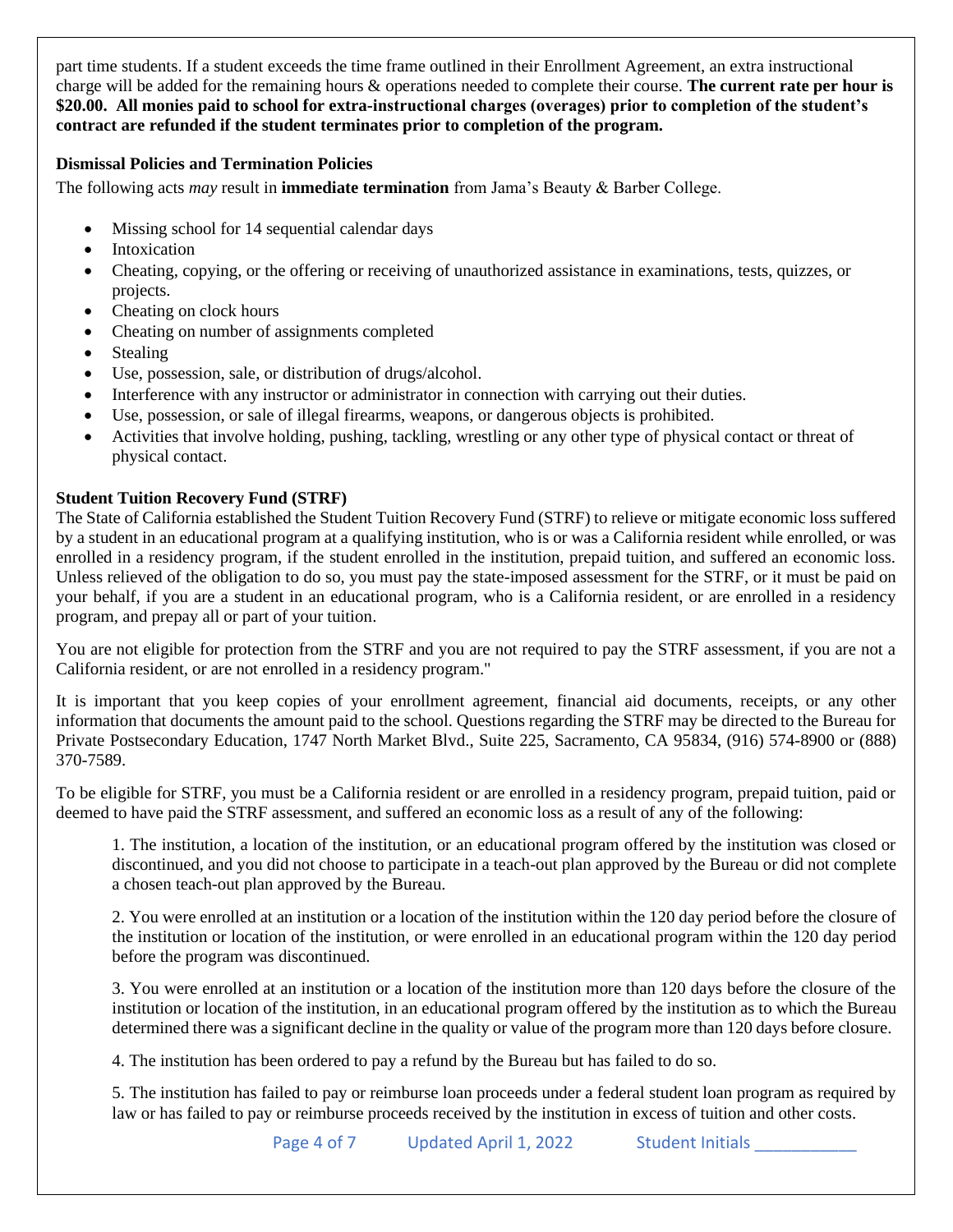part time students. If a student exceeds the time frame outlined in their Enrollment Agreement, an extra instructional charge will be added for the remaining hours & operations needed to complete their course. **The current rate per hour is $20.00. All monies paid to school for extra-instructional charges (overages) prior to completion of the student's contract are refunded if the student terminates prior to completion of the program.**

**Dismissal Policies and Termination Policies**

The following acts *may* result in **immediate termination** from Jama's Beauty & Barber College.

- Missing school for 14 sequential calendar days
- Intoxication
- Cheating, copying, or the offering or receiving of unauthorized assistance in examinations, tests, quizzes, or projects.
- Cheating on clock hours
- Cheating on number of assignments completed
- Stealing
- Use, possession, sale, or distribution of drugs/alcohol.
- Interference with any instructor or administrator in connection with carrying out their duties.
- Use, possession, or sale of illegal firearms, weapons, or dangerous objects is prohibited.
- Activities that involve holding, pushing, tackling, wrestling or any other type of physical contact or threat of physical contact.

**Student Tuition Recovery Fund (STRF)**

The State of California established the Student Tuition Recovery Fund (STRF) to relieve or mitigate economic loss suffered by a student in an educational program at a qualifying institution, who is or was a California resident while enrolled, or was enrolled in a residency program, if the student enrolled in the institution, prepaid tuition, and suffered an economic loss. Unless relieved of the obligation to do so, you must pay the state-imposed assessment for the STRF, or it must be paid on your behalf, if you are a student in an educational program, who is a California resident, or are enrolled in a residency program, and prepay all or part of your tuition.

You are not eligible for protection from the STRF and you are not required to pay the STRF assessment, if you are not a California resident, or are not enrolled in a residency program."

It is important that you keep copies of your enrollment agreement, financial aid documents, receipts, or any other information that documents the amount paid to the school. Questions regarding the STRF may be directed to the Bureau for Private Postsecondary Education, 1747 North Market Blvd., Suite 225, Sacramento, CA 95834, (916) 574-8900 or (888) 370-7589.

To be eligible for STRF, you must be a California resident or are enrolled in a residency program, prepaid tuition, paid or deemed to have paid the STRF assessment, and suffered an economic loss as a result of any of the following:

1. The institution, a location of the institution, or an educational program offered by the institution was closed or discontinued, and you did not choose to participate in a teach-out plan approved by the Bureau or did not complete a chosen teach-out plan approved by the Bureau.

2. You were enrolled at an institution or a location of the institution within the 120 day period before the closure of the institution or location of the institution, or were enrolled in an educational program within the 120 day period before the program was discontinued.

3. You were enrolled at an institution or a location of the institution more than 120 days before the closure of the institution or location of the institution, in an educational program offered by the institution as to which the Bureau determined there was a significant decline in the quality or value of the program more than 120 days before closure.

4. The institution has been ordered to pay a refund by the Bureau but has failed to do so.

5. The institution has failed to pay or reimburse loan proceeds under a federal student loan program as required by law or has failed to pay or reimburse proceeds received by the institution in excess of tuition and other costs.

Updated April 1, 2022 Student Initials ___________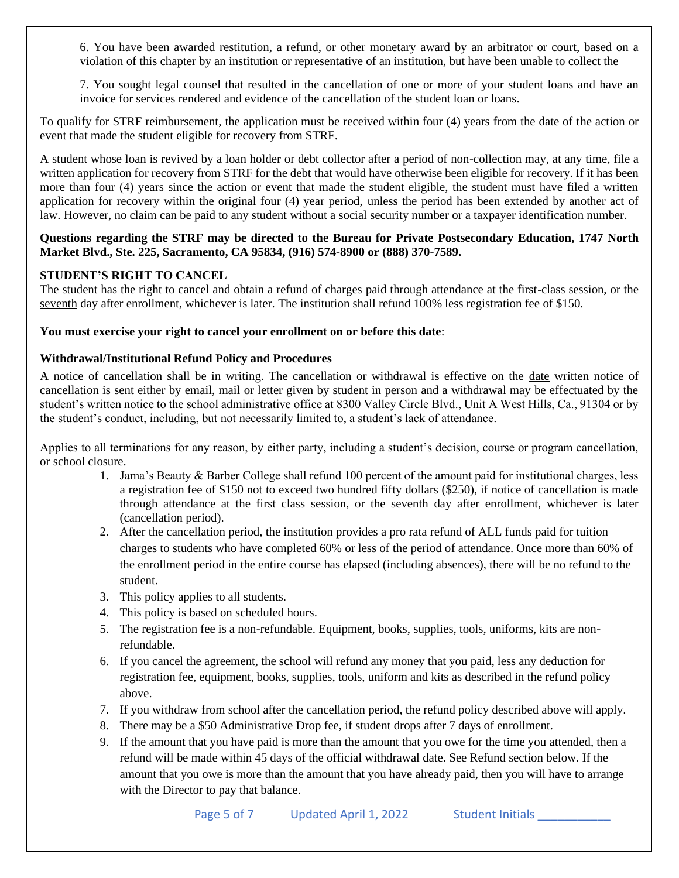6. You have been awarded restitution, a refund, or other monetary award by an arbitrator or court, based on a violation of this chapter by an institution or representative of an institution, but have been unable to collect the

7. You sought legal counsel that resulted in the cancellation of one or more of your student loans and have an invoice for services rendered and evidence of the cancellation of the student loan or loans.

To qualify for STRF reimbursement, the application must be received within four (4) years from the date of the action or event that made the student eligible for recovery from STRF.

A student whose loan is revived by a loan holder or debt collector after a period of non-collection may, at any time, file a written application for recovery from STRF for the debt that would have otherwise been eligible for recovery. If it has been more than four (4) years since the action or event that made the student eligible, the student must have filed a written application for recovery within the original four (4) year period, unless the period has been extended by another act of law. However, no claim can be paid to any student without a social security number or a taxpayer identification number.

**Questions regarding the STRF may be directed to the Bureau for Private Postsecondary Education, 1747 North Market Blvd., Ste. 225, Sacramento, CA 95834, (916) 574-8900 or (888) 370-7589.**

**STUDENT'S RIGHT TO CANCEL**

The student has the right to cancel and obtain a refund of charges paid through attendance at the first-class session, or the seventh day after enrollment, whichever is later. The institution shall refund 100% less registration fee of $150.

**You must exercise your right to cancel your enrollment on or before this date**:_____

**Withdrawal/Institutional Refund Policy and Procedures**

A notice of cancellation shall be in writing. The cancellation or withdrawal is effective on the date written notice of cancellation is sent either by email, mail or letter given by student in person and a withdrawal may be effectuated by the student's written notice to the school administrative office at 8300 Valley Circle Blvd., Unit A West Hills, Ca., 91304 or by the student's conduct, including, but not necessarily limited to, a student's lack of attendance.

Applies to all terminations for any reason, by either party, including a student's decision, course or program cancellation, or school closure.

1. Jama's Beauty & Barber College shall refund 100 percent of the amount paid for institutional charges, less a registration fee of $150 not to exceed two hundred fifty dollars ($250), if notice of cancellation is made through attendance at the first class session, or the seventh day after enrollment, whichever is later (cancellation period).
2. After the cancellation period, the institution provides a pro rata refund of ALL funds paid for tuition charges to students who have completed 60% or less of the period of attendance. Once more than 60% of the enrollment period in the entire course has elapsed (including absences), there will be no refund to the student.
3. This policy applies to all students.
4. This policy is based on scheduled hours.
5. The registration fee is a non-refundable. Equipment, books, supplies, tools, uniforms, kits are non-refundable.
6. If you cancel the agreement, the school will refund any money that you paid, less any deduction for registration fee, equipment, books, supplies, tools, uniform and kits as described in the refund policy above.
7. If you withdraw from school after the cancellation period, the refund policy described above will apply.
8. There may be a $50 Administrative Drop fee, if student drops after 7 days of enrollment.
9. If the amount that you have paid is more than the amount that you owe for the time you attended, then a refund will be made within 45 days of the official withdrawal date. See Refund section below. If the amount that you owe is more than the amount that you have already paid, then you will have to arrange with the Director to pay that balance.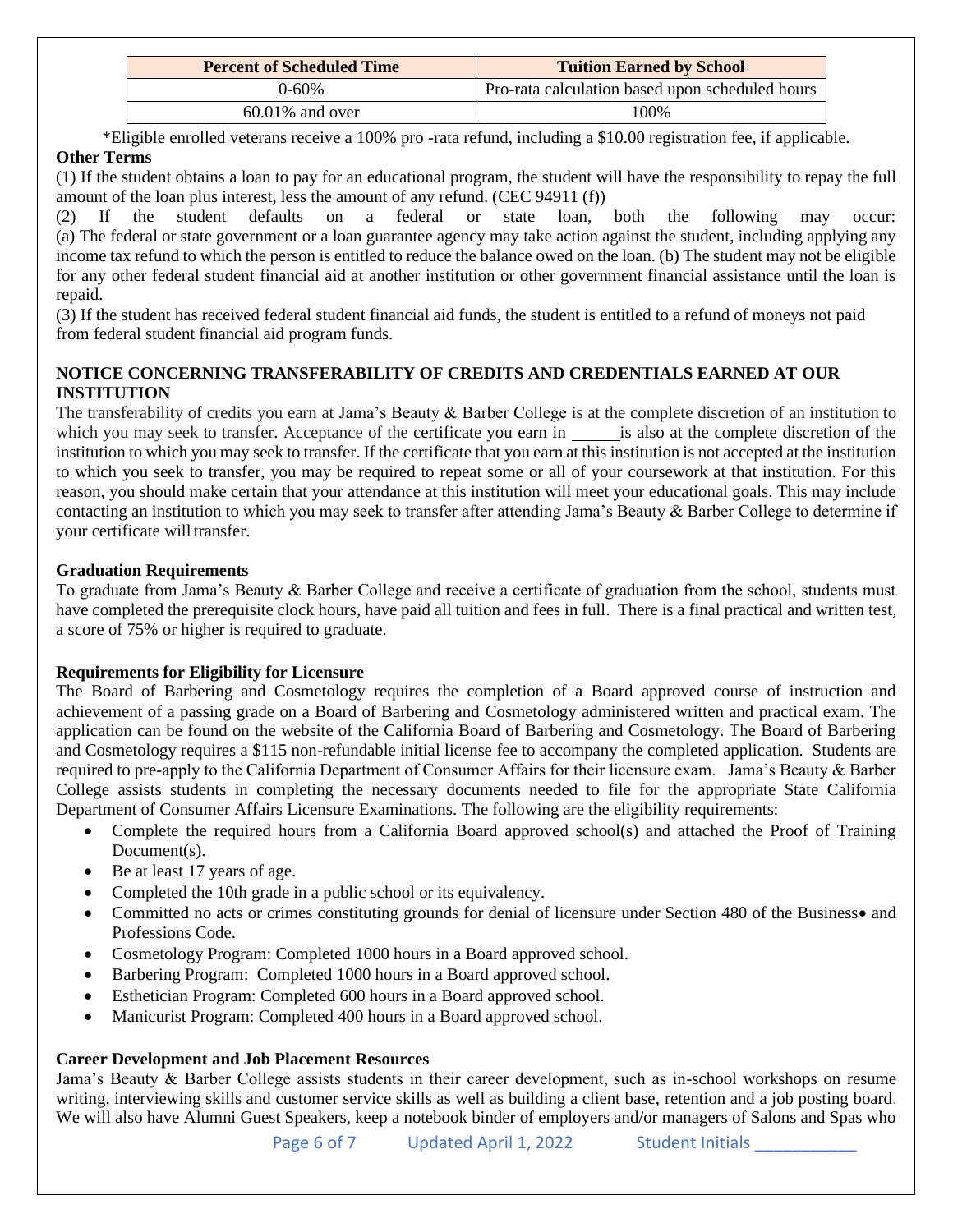| Percent of Scheduled Time | Tuition Earned by School |
| --- | --- |
| 0-60% | Pro-rata calculation based upon scheduled hours |
| 60.01% and over | 100% |

*Eligible enrolled veterans receive a 100% pro -rata refund, including a $10.00 registration fee, if applicable.

**Other Terms**

(1) If the student obtains a loan to pay for an educational program, the student will have the responsibility to repay the full amount of the loan plus interest, less the amount of any refund. (CEC 94911 (f))

(2) If the student defaults on a federal or state loan, both the following may occur: (a) The federal or state government or a loan guarantee agency may take action against the student, including applying any income tax refund to which the person is entitled to reduce the balance owed on the loan. (b) The student may not be eligible for any other federal student financial aid at another institution or other government financial assistance until the loan is repaid.

(3) If the student has received federal student financial aid funds, the student is entitled to a refund of moneys not paid from federal student financial aid program funds.

**NOTICE CONCERNING TRANSFERABILITY OF CREDITS AND CREDENTIALS EARNED AT OUR INSTITUTION**

The transferability of credits you earn at Jama's Beauty & Barber College is at the complete discretion of an institution to which you may seek to transfer. Acceptance of the certificate you earn in ______is also at the complete discretion of the institution to which you may seek to transfer. If the certificate that you earn at this institution is not accepted at the institution to which you seek to transfer, you may be required to repeat some or all of your coursework at that institution. For this reason, you should make certain that your attendance at this institution will meet your educational goals. This may include contacting an institution to which you may seek to transfer after attending Jama's Beauty & Barber College to determine if your certificate will transfer.

**Graduation Requirements**

To graduate from Jama's Beauty & Barber College and receive a certificate of graduation from the school, students must have completed the prerequisite clock hours, have paid all tuition and fees in full. There is a final practical and written test, a score of 75% or higher is required to graduate.

**Requirements for Eligibility for Licensure**

The Board of Barbering and Cosmetology requires the completion of a Board approved course of instruction and achievement of a passing grade on a Board of Barbering and Cosmetology administered written and practical exam. The application can be found on the website of the California Board of Barbering and Cosmetology. The Board of Barbering and Cosmetology requires a $115 non-refundable initial license fee to accompany the completed application. Students are required to pre-apply to the California Department of Consumer Affairs for their licensure exam. Jama's Beauty & Barber College assists students in completing the necessary documents needed to file for the appropriate State California Department of Consumer Affairs Licensure Examinations. The following are the eligibility requirements:

- Complete the required hours from a California Board approved school(s) and attached the Proof of Training Document(s).
- Be at least 17 years of age.
- Completed the 10th grade in a public school or its equivalency.
- Committed no acts or crimes constituting grounds for denial of licensure under Section 480 of the Business• and Professions Code.
- Cosmetology Program: Completed 1000 hours in a Board approved school.
- Barbering Program: Completed 1000 hours in a Board approved school.
- Esthetician Program: Completed 600 hours in a Board approved school.
- Manicurist Program: Completed 400 hours in a Board approved school.

**Career Development and Job Placement Resources**

Jama's Beauty & Barber College assists students in their career development, such as in-school workshops on resume writing, interviewing skills and customer service skills as well as building a client base, retention and a job posting board. We will also have Alumni Guest Speakers, keep a notebook binder of employers and/or managers of Salons and Spas who

Student Initials ___________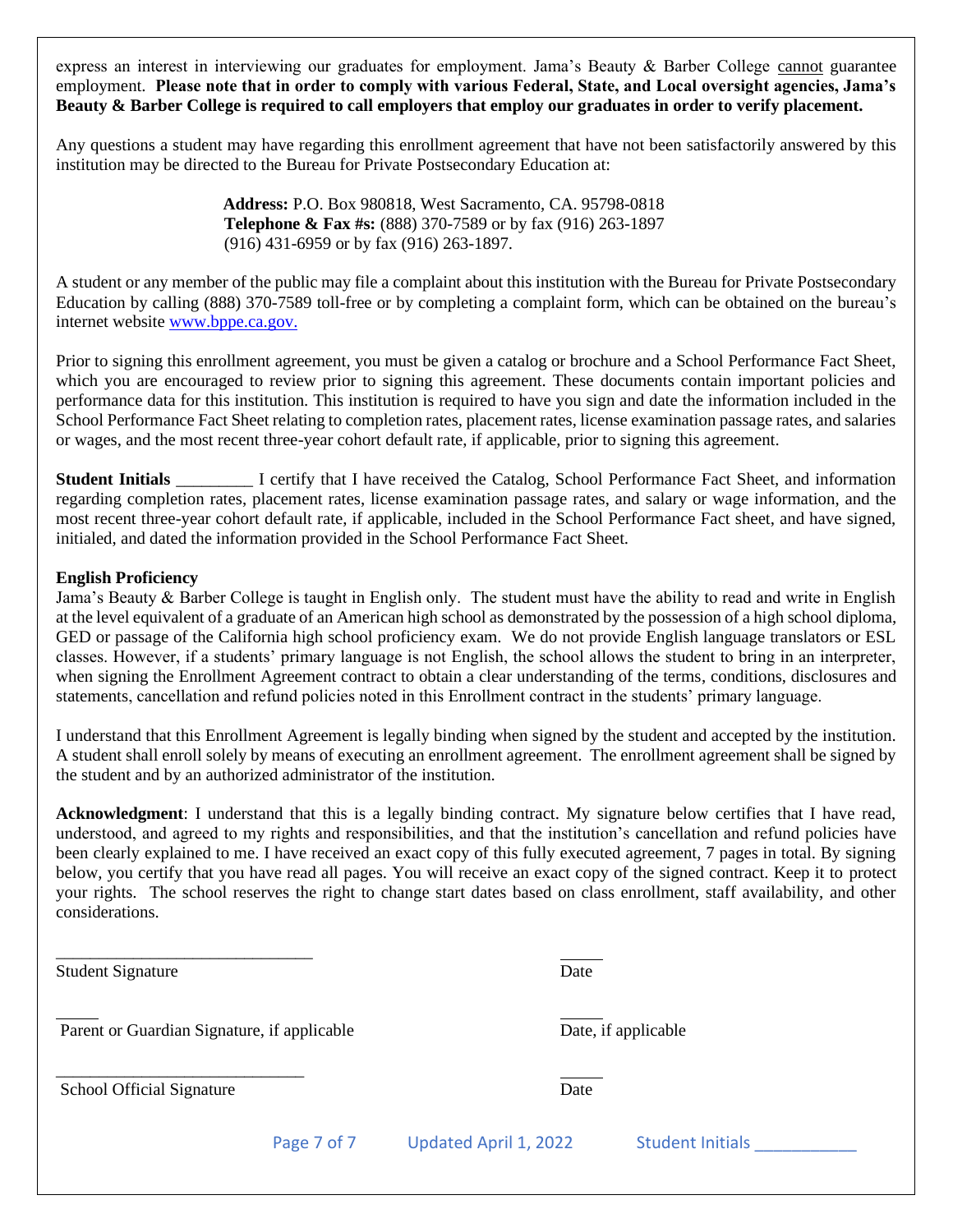express an interest in interviewing our graduates for employment. Jama's Beauty & Barber College cannot guarantee employment. **Please note that in order to comply with various Federal, State, and Local oversight agencies, Jama's Beauty & Barber College is required to call employers that employ our graduates in order to verify placement.**

Any questions a student may have regarding this enrollment agreement that have not been satisfactorily answered by this institution may be directed to the Bureau for Private Postsecondary Education at:

**Address:** P.O. Box 980818, West Sacramento, CA. 95798-0818
**Telephone & Fax #s:** (888) 370-7589 or by fax (916) 263-1897
(916) 431-6959 or by fax (916) 263-1897.

A student or any member of the public may file a complaint about this institution with the Bureau for Private Postsecondary Education by calling (888) 370-7589 toll-free or by completing a complaint form, which can be obtained on the bureau's internet website www.bppe.ca.gov.

Prior to signing this enrollment agreement, you must be given a catalog or brochure and a School Performance Fact Sheet, which you are encouraged to review prior to signing this agreement. These documents contain important policies and performance data for this institution. This institution is required to have you sign and date the information included in the School Performance Fact Sheet relating to completion rates, placement rates, license examination passage rates, and salaries or wages, and the most recent three-year cohort default rate, if applicable, prior to signing this agreement.

**Student Initials** _________ I certify that I have received the Catalog, School Performance Fact Sheet, and information regarding completion rates, placement rates, license examination passage rates, and salary or wage information, and the most recent three-year cohort default rate, if applicable, included in the School Performance Fact sheet, and have signed, initialed, and dated the information provided in the School Performance Fact Sheet.

**English Proficiency**
Jama's Beauty & Barber College is taught in English only. The student must have the ability to read and write in English at the level equivalent of a graduate of an American high school as demonstrated by the possession of a high school diploma, GED or passage of the California high school proficiency exam. We do not provide English language translators or ESL classes. However, if a students' primary language is not English, the school allows the student to bring in an interpreter, when signing the Enrollment Agreement contract to obtain a clear understanding of the terms, conditions, disclosures and statements, cancellation and refund policies noted in this Enrollment contract in the students' primary language.

I understand that this Enrollment Agreement is legally binding when signed by the student and accepted by the institution. A student shall enroll solely by means of executing an enrollment agreement. The enrollment agreement shall be signed by the student and by an authorized administrator of the institution.

**Acknowledgment**: I understand that this is a legally binding contract. My signature below certifies that I have read, understood, and agreed to my rights and responsibilities, and that the institution's cancellation and refund policies have been clearly explained to me. I have received an exact copy of this fully executed agreement, 7 pages in total. By signing below, you certify that you have read all pages. You will receive an exact copy of the signed contract. Keep it to protect your rights. The school reserves the right to change start dates based on class enrollment, staff availability, and other considerations.

______________________________ _____
Student Signature Date

_____ _____
Parent or Guardian Signature, if applicable Date, if applicable

_____________________________ _____
School Official Signature Date

Student Initials ___________